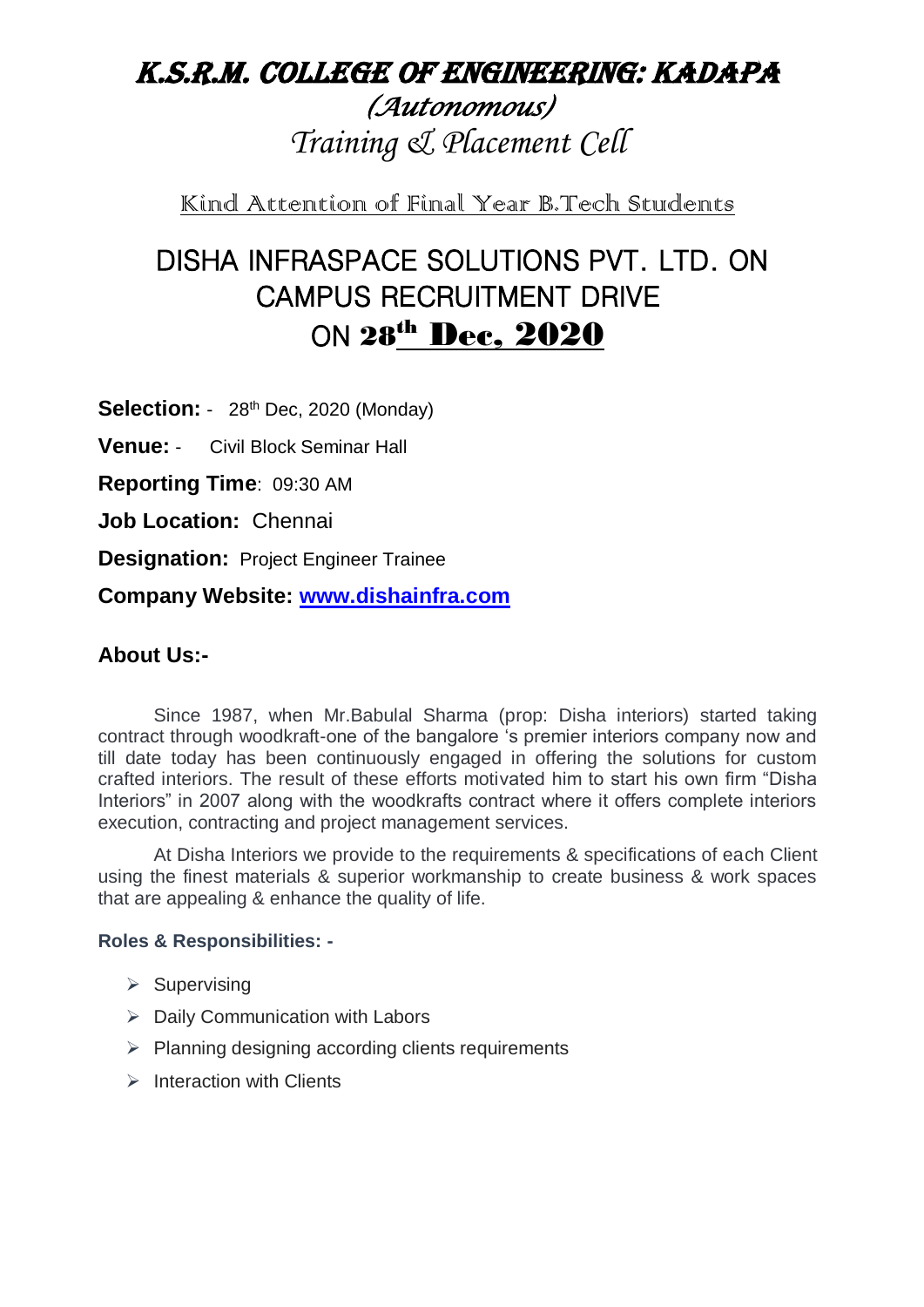# K.S.R.M. COLLEGE OF ENGINEERING: KADAPA

## *(Autonomous)*

## *Training & Placement Cell*

Kind Attention of Final Year B.Tech Students

# DISHA INFRASPACE SOLUTIONS PVT. LTD. ON CAMPUS RECRUITMENT DRIVE ON 28th Dec, 2020

**Selection:** - 28th Dec, 2020 (Monday)

**Venue:** - Civil Block Seminar Hall

**Reporting Time**: 09:30 AM

**Job Location:** Chennai

**Designation:** Project Engineer Trainee

**Company Website:** **www.dishainfra.com**

## About Us:-

Since 1987, when Mr.Babulal Sharma (prop: Disha interiors) started taking contract through woodkraft-one of the bangalore 's premier interiors company now and till date today has been continuously engaged in offering the solutions for custom crafted interiors. The result of these efforts motivated him to start his own firm "Disha Interiors" in 2007 along with the woodkrafts contract where it offers complete interiors execution, contracting and project management services.

At Disha Interiors we provide to the requirements & specifications of each Client using the finest materials & superior workmanship to create business & work spaces that are appealing & enhance the quality of life.

**Roles & Responsibilities: -**

- Supervising
- Daily Communication with Labors
- Planning designing according clients requirements
- Interaction with Clients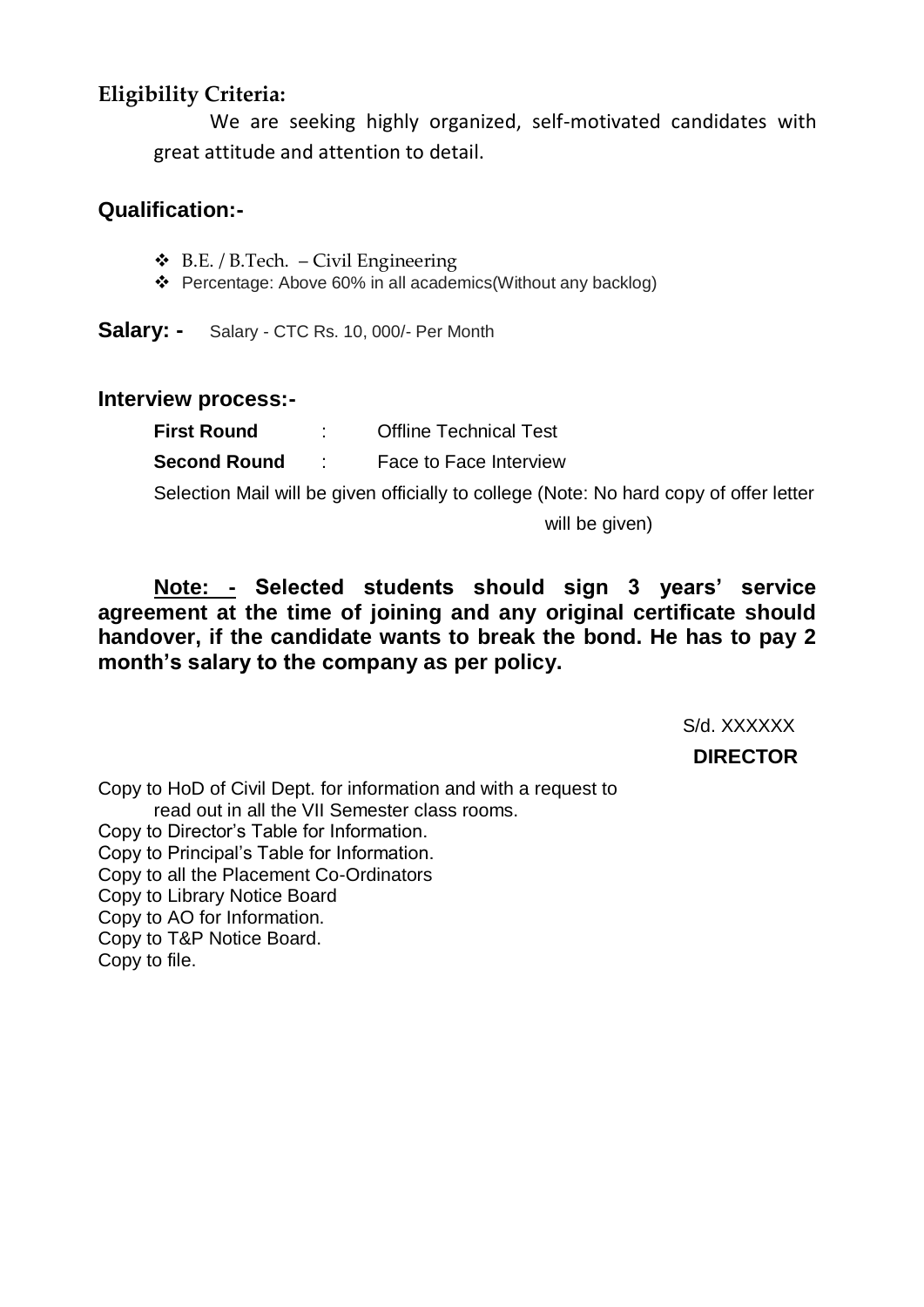**Eligibility Criteria:**

We are seeking highly organized, self-motivated candidates with great attitude and attention to detail.

**Qualification:-**

- B.E. / B.Tech. – Civil Engineering
- Percentage: Above 60% in all academics(Without any backlog)

**Salary: -** Salary - CTC Rs. 10, 000/- Per Month

**Interview process:-**

| | | |
|---|---|---|
| **First Round** | : | Offline Technical Test |
| **Second Round** | : | Face to Face Interview |

Selection Mail will be given officially to college (Note: No hard copy of offer letter will be given)

**Note: - Selected students should sign 3 years' service agreement at the time of joining and any original certificate should handover, if the candidate wants to break the bond. He has to pay 2 month's salary to the company as per policy.**

S/d. XXXXXX

**DIRECTOR**

Copy to HoD of Civil Dept. for information and with a request to read out in all the VII Semester class rooms.
Copy to Director's Table for Information.
Copy to Principal's Table for Information.
Copy to all the Placement Co-Ordinators
Copy to Library Notice Board
Copy to AO for Information.
Copy to T&P Notice Board.
Copy to file.